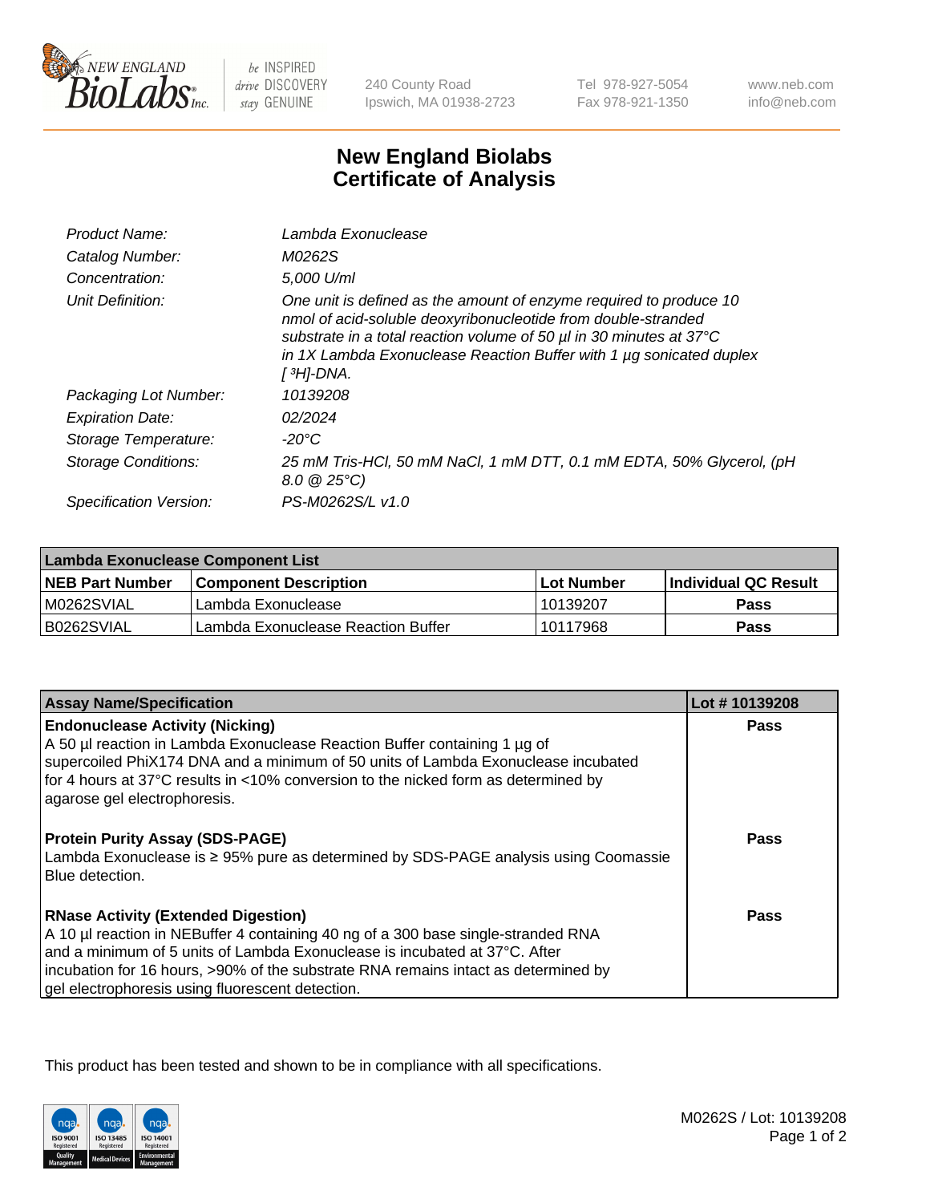# New England Biolabs Certificate of Analysis

| | |
|---|---|
| Product Name: | Lambda Exonuclease |
| Catalog Number: | M0262S |
| Concentration: | 5,000 U/ml |
| Unit Definition: | One unit is defined as the amount of enzyme required to produce 10 nmol of acid-soluble deoxyribonucleotide from double-stranded substrate in a total reaction volume of 50 µl in 30 minutes at 37°C in 1X Lambda Exonuclease Reaction Buffer with 1 µg sonicated duplex [ $^3$H]-DNA. |
| Packaging Lot Number: | 10139208 |
| Expiration Date: | 02/2024 |
| Storage Temperature: | -20°C |
| Storage Conditions: | 25 mM Tris-HCl, 50 mM NaCl, 1 mM DTT, 0.1 mM EDTA, 50% Glycerol, (pH 8.0 @ 25°C) |
| Specification Version: | PS-M0262S/L v1.0 |

| Lambda Exonuclease Component List | | | |
|---|---|---|---|
| **NEB Part Number** | **Component Description** | **Lot Number** | **Individual QC Result** |
| M0262SVIAL | Lambda Exonuclease | 10139207 | **Pass** |
| B0262SVIAL | Lambda Exonuclease Reaction Buffer | 10117968 | **Pass** |

| Assay Name/Specification | Lot # 10139208 |
|---|---|
| **Endonuclease Activity (Nicking)**<br>A 50 µl reaction in Lambda Exonuclease Reaction Buffer containing 1 µg of supercoiled PhiX174 DNA and a minimum of 50 units of Lambda Exonuclease incubated for 4 hours at 37°C results in <10% conversion to the nicked form as determined by agarose gel electrophoresis. | **Pass** |
| **Protein Purity Assay (SDS-PAGE)**<br>Lambda Exonuclease is ≥ 95% pure as determined by SDS-PAGE analysis using Coomassie Blue detection. | **Pass** |
| **RNase Activity (Extended Digestion)**<br>A 10 µl reaction in NEBuffer 4 containing 40 ng of a 300 base single-stranded RNA and a minimum of 5 units of Lambda Exonuclease is incubated at 37°C. After incubation for 16 hours, >90% of the substrate RNA remains intact as determined by gel electrophoresis using fluorescent detection. | **Pass** |

This product has been tested and shown to be in compliance with all specifications.

M0262S / Lot: 10139208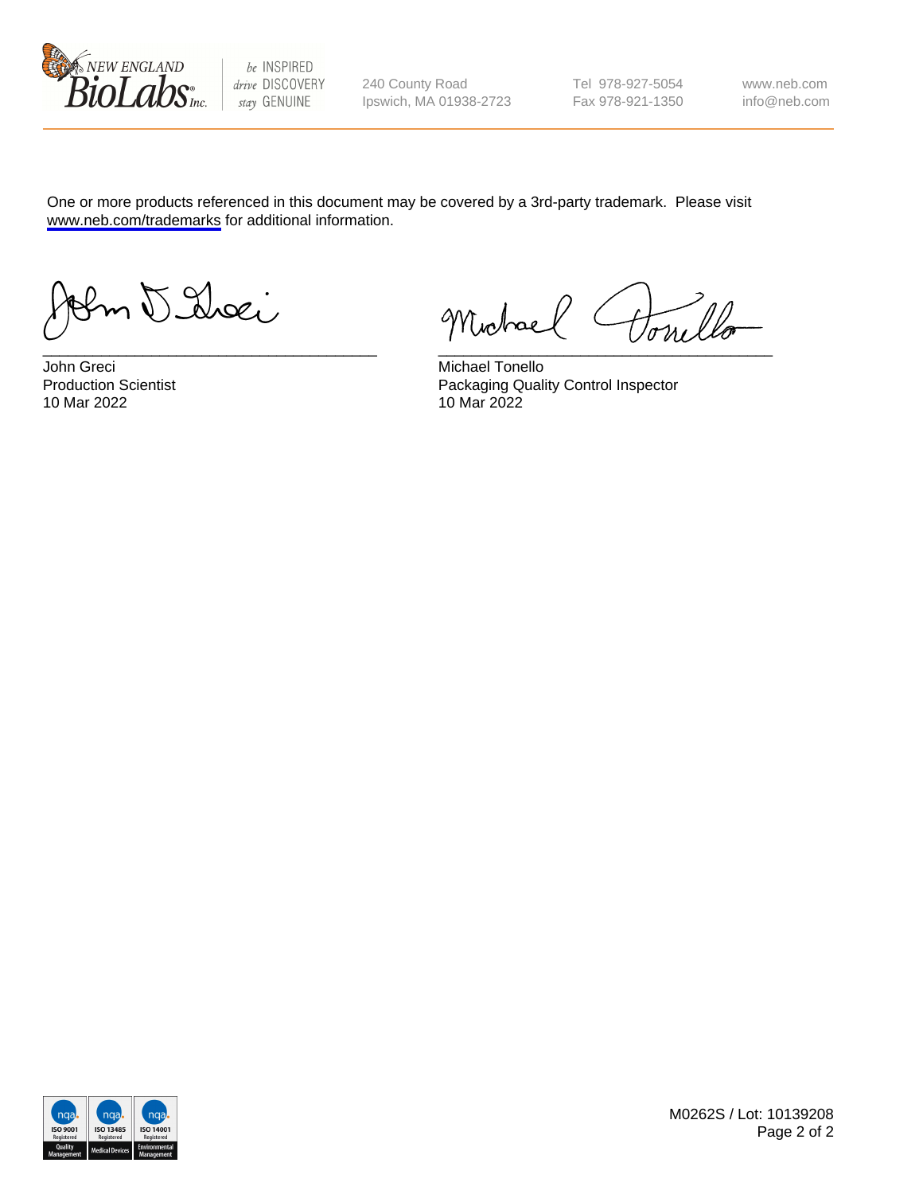One or more products referenced in this document may be covered by a 3rd-party trademark. Please visit www.neb.com/trademarks for additional information.

John Greci
Production Scientist
10 Mar 2022

Michael Tonello
Packaging Quality Control Inspector
10 Mar 2022

M0262S / Lot: 10139208